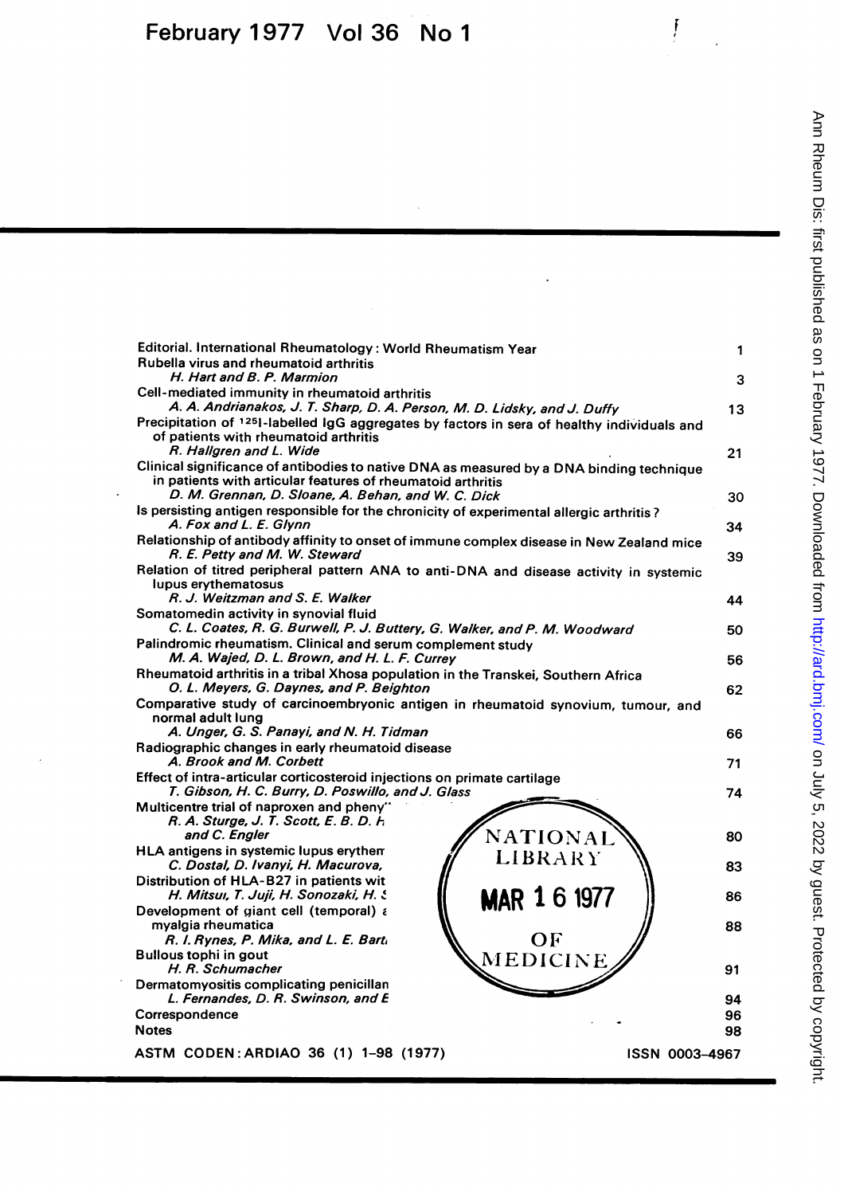# February 1977 Vol 36 No 1

| | |
|---|---|
| Editorial. International Rheumatology: World Rheumatism Year | 1 |
| Rubella virus and rheumatoid arthritis<br>*H. Hart and B. P. Marmion* | 3 |
| Cell-mediated immunity in rheumatoid arthritis<br>*A. A. Andrianakos, J. T. Sharp, D. A. Person, M. D. Lidsky, and J. Duffy* | 13 |
| Precipitation of $^{125}$I-labelled IgG aggregates by factors in sera of healthy individuals and of patients with rheumatoid arthritis<br>*R. Hallgren and L. Wide* | 21 |
| Clinical significance of antibodies to native DNA as measured by a DNA binding technique in patients with articular features of rheumatoid arthritis<br>*D. M. Grennan, D. Sloane, A. Behan, and W. C. Dick* | 30 |
| Is persisting antigen responsible for the chronicity of experimental allergic arthritis?<br>*A. Fox and L. E. Glynn* | 34 |
| Relationship of antibody affinity to onset of immune complex disease in New Zealand mice<br>*R. E. Petty and M. W. Steward* | 39 |
| Relation of titred peripheral pattern ANA to anti-DNA and disease activity in systemic lupus erythematosus<br>*R. J. Weitzman and S. E. Walker* | 44 |
| Somatomedin activity in synovial fluid<br>*C. L. Coates, R. G. Burwell, P. J. Buttery, G. Walker, and P. M. Woodward* | 50 |
| Palindromic rheumatism. Clinical and serum complement study<br>*M. A. Wajed, D. L. Brown, and H. L. F. Currey* | 56 |
| Rheumatoid arthritis in a tribal Xhosa population in the Transkei, Southern Africa<br>*O. L. Meyers, G. Daynes, and P. Beighton* | 62 |
| Comparative study of carcinoembryonic antigen in rheumatoid synovium, tumour, and normal adult lung<br>*A. Unger, G. S. Panayi, and N. H. Tidman* | 66 |
| Radiographic changes in early rheumatoid disease<br>*A. Brook and M. Corbett* | 71 |
| Effect of intra-articular corticosteroid injections on primate cartilage<br>*T. Gibson, H. C. Burry, D. Poswillo, and J. Glass* | 74 |
| Multicentre trial of naproxen and pheny...<br>*R. A. Sturge, J. T. Scott, E. B. D. H... and C. Engler* | 80 |
| HLA antigens in systemic lupus erythem...<br>*C. Dostal, D. Ivanyi, H. Macurova, ...* | 83 |
| Distribution of HLA-B27 in patients wit...<br>*H. Mitsui, T. Juji, H. Sonozaki, H. S...* | 86 |
| Development of giant cell (temporal) a... myalgia rheumatica<br>*R. I. Rynes, P. Mika, and L. E. Bart...* | 88 |
| Bullous tophi in gout<br>*H. R. Schumacher* | 91 |
| Dermatomyositis complicating penicillan...<br>*L. Fernandes, D. R. Swinson, and E...* | 94 |
| Correspondence | 96 |
| Notes | 98 |

NATIONAL LIBRARY MAR 16 1977 OF MEDICINE

ASTM CODEN: ARDIAO 36 (1) 1–98 (1977) ISSN 0003–4967

Ann Rheum Dis: first published as on 1 February 1977. Downloaded from http://ard.bmj.com/ on July 5, 2022 by guest. Protected by copyright.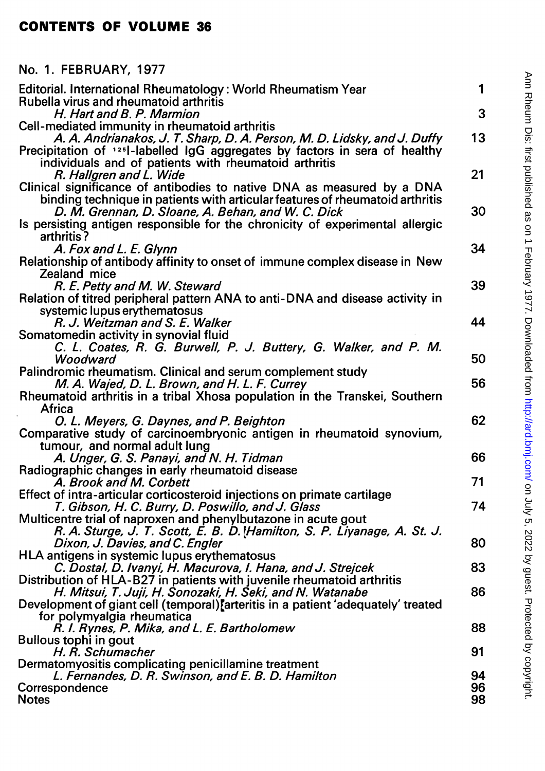# CONTENTS OF VOLUME 36

## No. 1. FEBRUARY, 1977

| | |
|---|---|
| Editorial. International Rheumatology: World Rheumatism Year | 1 |
| Rubella virus and rheumatoid arthritis<br>*H. Hart and B. P. Marmion* | 3 |
| Cell-mediated immunity in rheumatoid arthritis<br>*A. A. Andrianakos, J. T. Sharp, D. A. Person, M. D. Lidsky, and J. Duffy* | 13 |
| Precipitation of $^{125}$I-labelled IgG aggregates by factors in sera of healthy individuals and of patients with rheumatoid arthritis<br>*R. Hallgren and L. Wide* | 21 |
| Clinical significance of antibodies to native DNA as measured by a DNA binding technique in patients with articular features of rheumatoid arthritis<br>*D. M. Grennan, D. Sloane, A. Behan, and W. C. Dick* | 30 |
| Is persisting antigen responsible for the chronicity of experimental allergic arthritis?<br>*A. Fox and L. E. Glynn* | 34 |
| Relationship of antibody affinity to onset of immune complex disease in New Zealand mice<br>*R. E. Petty and M. W. Steward* | 39 |
| Relation of titred peripheral pattern ANA to anti-DNA and disease activity in systemic lupus erythematosus<br>*R. J. Weitzman and S. E. Walker* | 44 |
| Somatomedin activity in synovial fluid<br>*C. L. Coates, R. G. Burwell, P. J. Buttery, G. Walker, and P. M. Woodward* | 50 |
| Palindromic rheumatism. Clinical and serum complement study<br>*M. A. Wajed, D. L. Brown, and H. L. F. Currey* | 56 |
| Rheumatoid arthritis in a tribal Xhosa population in the Transkei, Southern Africa<br>*O. L. Meyers, G. Daynes, and P. Beighton* | 62 |
| Comparative study of carcinoembryonic antigen in rheumatoid synovium, tumour, and normal adult lung<br>*A. Unger, G. S. Panayi, and N. H. Tidman* | 66 |
| Radiographic changes in early rheumatoid disease<br>*A. Brook and M. Corbett* | 71 |
| Effect of intra-articular corticosteroid injections on primate cartilage<br>*T. Gibson, H. C. Burry, D. Poswillo, and J. Glass* | 74 |
| Multicentre trial of naproxen and phenylbutazone in acute gout<br>*R. A. Sturge, J. T. Scott, E. B. D. Hamilton, S. P. Liyanage, A. St. J. Dixon, J. Davies, and C. Engler* | 80 |
| HLA antigens in systemic lupus erythematosus<br>*C. Dostal, D. Ivanyi, H. Macurova, I. Hana, and J. Strejcek* | 83 |
| Distribution of HLA-B27 in patients with juvenile rheumatoid arthritis<br>*H. Mitsui, T. Juji, H. Sonozaki, H. Seki, and N. Watanabe* | 86 |
| Development of giant cell (temporal) arteritis in a patient 'adequately' treated for polymyalgia rheumatica<br>*R. I. Rynes, P. Mika, and L. E. Bartholomew* | 88 |
| Bullous tophi in gout<br>*H. R. Schumacher* | 91 |
| Dermatomyositis complicating penicillamine treatment<br>*L. Fernandes, D. R. Swinson, and E. B. D. Hamilton* | 94 |
| Correspondence | 96 |
| Notes | 98 |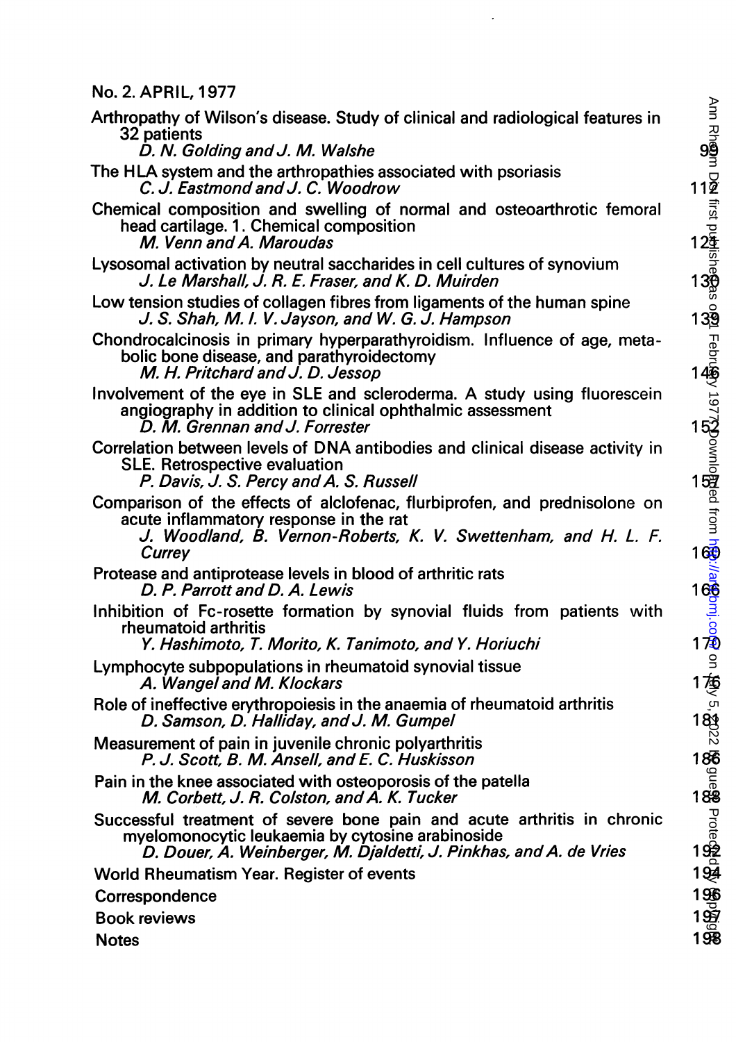No. 2. APRIL, 1977

Arthropathy of Wilson's disease. Study of clinical and radiological features in 32 patients
*D. N. Golding and J. M. Walshe* 99

The HLA system and the arthropathies associated with psoriasis
*C. J. Eastmond and J. C. Woodrow* 112

Chemical composition and swelling of normal and osteoarthrotic femoral head cartilage. 1. Chemical composition
*M. Venn and A. Maroudas* 121

Lysosomal activation by neutral saccharides in cell cultures of synovium
*J. Le Marshall, J. R. E. Fraser, and K. D. Muirden* 130

Low tension studies of collagen fibres from ligaments of the human spine
*J. S. Shah, M. I. V. Jayson, and W. G. J. Hampson* 139

Chondrocalcinosis in primary hyperparathyroidism. Influence of age, metabolic bone disease, and parathyroidectomy
*M. H. Pritchard and J. D. Jessop* 146

Involvement of the eye in SLE and scleroderma. A study using fluorescein angiography in addition to clinical ophthalmic assessment
*D. M. Grennan and J. Forrester* 152

Correlation between levels of DNA antibodies and clinical disease activity in SLE. Retrospective evaluation
*P. Davis, J. S. Percy and A. S. Russell* 157

Comparison of the effects of alclofenac, flurbiprofen, and prednisolone on acute inflammatory response in the rat
*J. Woodland, B. Vernon-Roberts, K. V. Swettenham, and H. L. F. Currey* 160

Protease and antiprotease levels in blood of arthritic rats
*D. P. Parrott and D. A. Lewis* 166

Inhibition of Fc-rosette formation by synovial fluids from patients with rheumatoid arthritis
*Y. Hashimoto, T. Morito, K. Tanimoto, and Y. Horiuchi* 170

Lymphocyte subpopulations in rheumatoid synovial tissue
*A. Wangel and M. Klockars* 176

Role of ineffective erythropoiesis in the anaemia of rheumatoid arthritis
*D. Samson, D. Halliday, and J. M. Gumpel* 181

Measurement of pain in juvenile chronic polyarthritis
*P. J. Scott, B. M. Ansell, and E. C. Huskisson* 186

Pain in the knee associated with osteoporosis of the patella
*M. Corbett, J. R. Colston, and A. K. Tucker* 188

Successful treatment of severe bone pain and acute arthritis in chronic myelomonocytic leukaemia by cytosine arabinoside
*D. Douer, A. Weinberger, M. Djaldetti, J. Pinkhas, and A. de Vries* 192

World Rheumatism Year. Register of events 194

Correspondence 196

Book reviews 197

Notes 198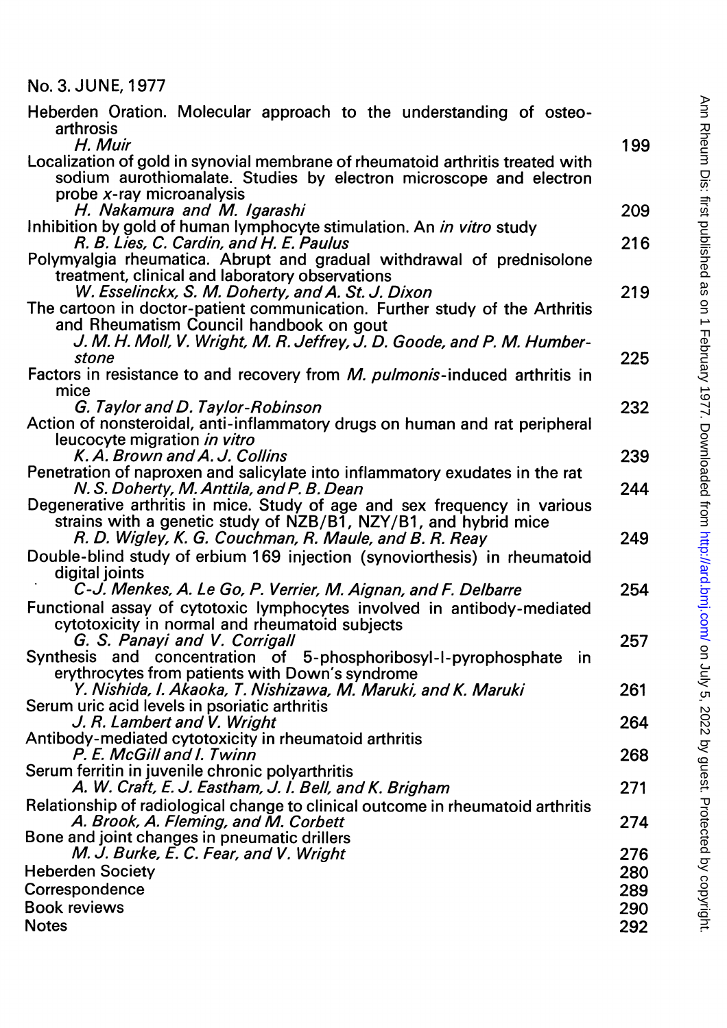No. 3. JUNE, 1977

| | |
|---|---|
| Heberden Oration. Molecular approach to the understanding of osteoarthrosis<br>*H. Muir* | 199 |
| Localization of gold in synovial membrane of rheumatoid arthritis treated with sodium aurothiomalate. Studies by electron microscope and electron probe *x*-ray microanalysis<br>*H. Nakamura and M. Igarashi* | 209 |
| Inhibition by gold of human lymphocyte stimulation. An *in vitro* study<br>*R. B. Lies, C. Cardin, and H. E. Paulus* | 216 |
| Polymyalgia rheumatica. Abrupt and gradual withdrawal of prednisolone treatment, clinical and laboratory observations<br>*W. Esselinckx, S. M. Doherty, and A. St. J. Dixon* | 219 |
| The cartoon in doctor-patient communication. Further study of the Arthritis and Rheumatism Council handbook on gout<br>*J. M. H. Moll, V. Wright, M. R. Jeffrey, J. D. Goode, and P. M. Humberstone* | 225 |
| Factors in resistance to and recovery from *M. pulmonis*-induced arthritis in mice<br>*G. Taylor and D. Taylor-Robinson* | 232 |
| Action of nonsteroidal, anti-inflammatory drugs on human and rat peripheral leucocyte migration *in vitro*<br>*K. A. Brown and A. J. Collins* | 239 |
| Penetration of naproxen and salicylate into inflammatory exudates in the rat<br>*N. S. Doherty, M. Anttila, and P. B. Dean* | 244 |
| Degenerative arthritis in mice. Study of age and sex frequency in various strains with a genetic study of NZB/B1, NZY/B1, and hybrid mice<br>*R. D. Wigley, K. G. Couchman, R. Maule, and B. R. Reay* | 249 |
| Double-blind study of erbium 169 injection (synoviorthesis) in rheumatoid digital joints<br>*C-J. Menkes, A. Le Go, P. Verrier, M. Aignan, and F. Delbarre* | 254 |
| Functional assay of cytotoxic lymphocytes involved in antibody-mediated cytotoxicity in normal and rheumatoid subjects<br>*G. S. Panayi and V. Corrigall* | 257 |
| Synthesis and concentration of 5-phosphoribosyl-l-pyrophosphate in erythrocytes from patients with Down's syndrome<br>*Y. Nishida, I. Akaoka, T. Nishizawa, M. Maruki, and K. Maruki* | 261 |
| Serum uric acid levels in psoriatic arthritis<br>*J. R. Lambert and V. Wright* | 264 |
| Antibody-mediated cytotoxicity in rheumatoid arthritis<br>*P. E. McGill and I. Twinn* | 268 |
| Serum ferritin in juvenile chronic polyarthritis<br>*A. W. Craft, E. J. Eastham, J. I. Bell, and K. Brigham* | 271 |
| Relationship of radiological change to clinical outcome in rheumatoid arthritis<br>*A. Brook, A. Fleming, and M. Corbett* | 274 |
| Bone and joint changes in pneumatic drillers<br>*M. J. Burke, E. C. Fear, and V. Wright* | 276 |
| Heberden Society | 280 |
| Correspondence | 289 |
| Book reviews | 290 |
| Notes | 292 |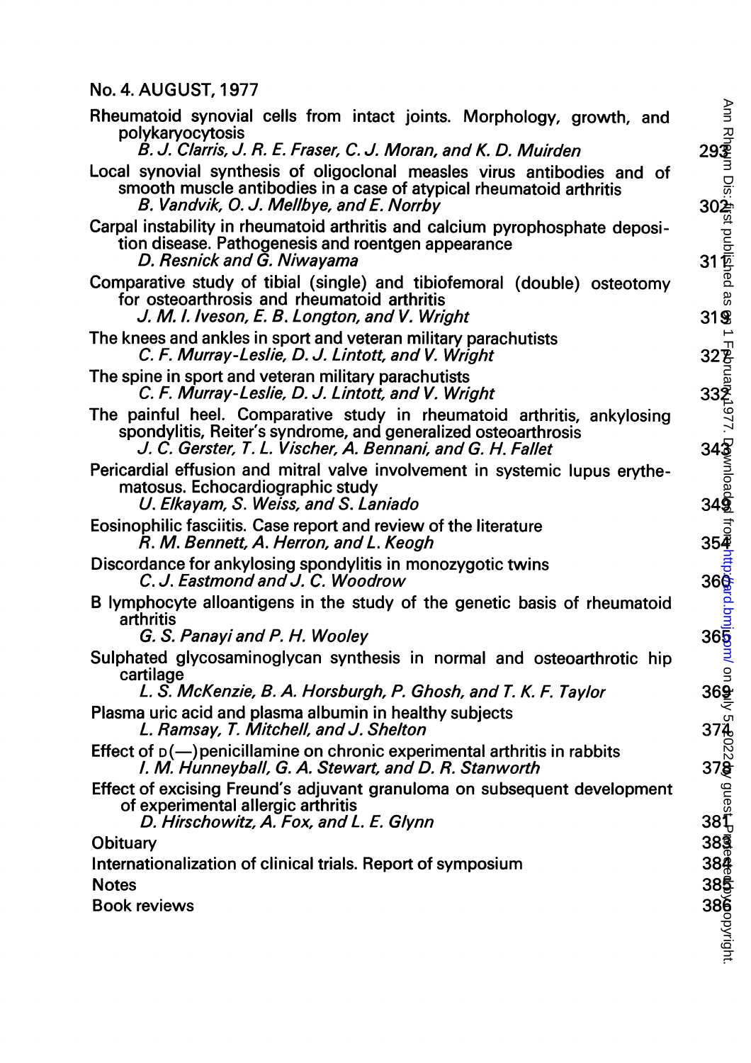## No. 4. AUGUST, 1977

Rheumatoid synovial cells from intact joints. Morphology, growth, and polykaryocytosis
*B. J. Clarris, J. R. E. Fraser, C. J. Moran, and K. D. Muirden* 293

Local synovial synthesis of oligoclonal measles virus antibodies and of smooth muscle antibodies in a case of atypical rheumatoid arthritis
*B. Vandvik, O. J. Mellbye, and E. Norrby* 302

Carpal instability in rheumatoid arthritis and calcium pyrophosphate deposition disease. Pathogenesis and roentgen appearance
*D. Resnick and G. Niwayama* 311

Comparative study of tibial (single) and tibiofemoral (double) osteotomy for osteoarthrosis and rheumatoid arthritis
*J. M. I. Iveson, E. B. Longton, and V. Wright* 319

The knees and ankles in sport and veteran military parachutists
*C. F. Murray-Leslie, D. J. Lintott, and V. Wright* 327

The spine in sport and veteran military parachutists
*C. F. Murray-Leslie, D. J. Lintott, and V. Wright* 332

The painful heel. Comparative study in rheumatoid arthritis, ankylosing spondylitis, Reiter's syndrome, and generalized osteoarthrosis
*J. C. Gerster, T. L. Vischer, A. Bennani, and G. H. Fallet* 343

Pericardial effusion and mitral valve involvement in systemic lupus erythematosus. Echocardiographic study
*U. Elkayam, S. Weiss, and S. Laniado* 349

Eosinophilic fasciitis. Case report and review of the literature
*R. M. Bennett, A. Herron, and L. Keogh* 354

Discordance for ankylosing spondylitis in monozygotic twins
*C. J. Eastmond and J. C. Woodrow* 360

B lymphocyte alloantigens in the study of the genetic basis of rheumatoid arthritis
*G. S. Panayi and P. H. Wooley* 365

Sulphated glycosaminoglycan synthesis in normal and osteoarthrotic hip cartilage
*L. S. McKenzie, B. A. Horsburgh, P. Ghosh, and T. K. F. Taylor* 369

Plasma uric acid and plasma albumin in healthy subjects
*L. Ramsay, T. Mitchell, and J. Shelton* 374

Effect of D(—)penicillamine on chronic experimental arthritis in rabbits
*I. M. Hunneyball, G. A. Stewart, and D. R. Stanworth* 378

Effect of excising Freund's adjuvant granuloma on subsequent development of experimental allergic arthritis
*D. Hirschowitz, A. Fox, and L. E. Glynn* 381

Obituary 383

Internationalization of clinical trials. Report of symposium 384

Notes 385

Book reviews 386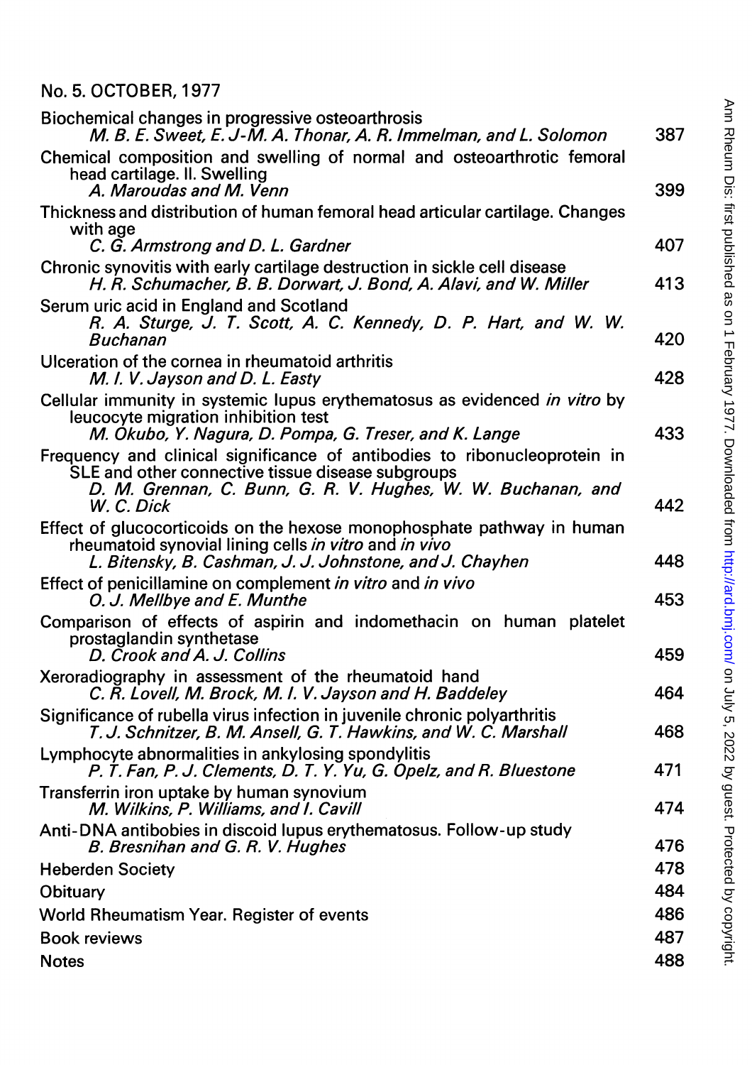## No. 5. OCTOBER, 1977

| | |
|---|---|
| Biochemical changes in progressive osteoarthrosis<br>*M. B. E. Sweet, E. J-M. A. Thonar, A. R. Immelman, and L. Solomon* | 387 |
| Chemical composition and swelling of normal and osteoarthrotic femoral head cartilage. II. Swelling<br>*A. Maroudas and M. Venn* | 399 |
| Thickness and distribution of human femoral head articular cartilage. Changes with age<br>*C. G. Armstrong and D. L. Gardner* | 407 |
| Chronic synovitis with early cartilage destruction in sickle cell disease<br>*H. R. Schumacher, B. B. Dorwart, J. Bond, A. Alavi, and W. Miller* | 413 |
| Serum uric acid in England and Scotland<br>*R. A. Sturge, J. T. Scott, A. C. Kennedy, D. P. Hart, and W. W. Buchanan* | 420 |
| Ulceration of the cornea in rheumatoid arthritis<br>*M. I. V. Jayson and D. L. Easty* | 428 |
| Cellular immunity in systemic lupus erythematosus as evidenced *in vitro* by leucocyte migration inhibition test<br>*M. Okubo, Y. Nagura, D. Pompa, G. Treser, and K. Lange* | 433 |
| Frequency and clinical significance of antibodies to ribonucleoprotein in SLE and other connective tissue disease subgroups<br>*D. M. Grennan, C. Bunn, G. R. V. Hughes, W. W. Buchanan, and W. C. Dick* | 442 |
| Effect of glucocorticoids on the hexose monophosphate pathway in human rheumatoid synovial lining cells *in vitro* and *in vivo*<br>*L. Bitensky, B. Cashman, J. J. Johnstone, and J. Chayhen* | 448 |
| Effect of penicillamine on complement *in vitro* and *in vivo*<br>*O. J. Mellbye and E. Munthe* | 453 |
| Comparison of effects of aspirin and indomethacin on human platelet prostaglandin synthetase<br>*D. Crook and A. J. Collins* | 459 |
| Xeroradiography in assessment of the rheumatoid hand<br>*C. R. Lovell, M. Brock, M. I. V. Jayson and H. Baddeley* | 464 |
| Significance of rubella virus infection in juvenile chronic polyarthritis<br>*T. J. Schnitzer, B. M. Ansell, G. T. Hawkins, and W. C. Marshall* | 468 |
| Lymphocyte abnormalities in ankylosing spondylitis<br>*P. T. Fan, P. J. Clements, D. T. Y. Yu, G. Opelz, and R. Bluestone* | 471 |
| Transferrin iron uptake by human synovium<br>*M. Wilkins, P. Williams, and I. Cavill* | 474 |
| Anti-DNA antibobies in discoid lupus erythematosus. Follow-up study<br>*B. Bresnihan and G. R. V. Hughes* | 476 |
| Heberden Society | 478 |
| Obituary | 484 |
| World Rheumatism Year. Register of events | 486 |
| Book reviews | 487 |
| Notes | 488 |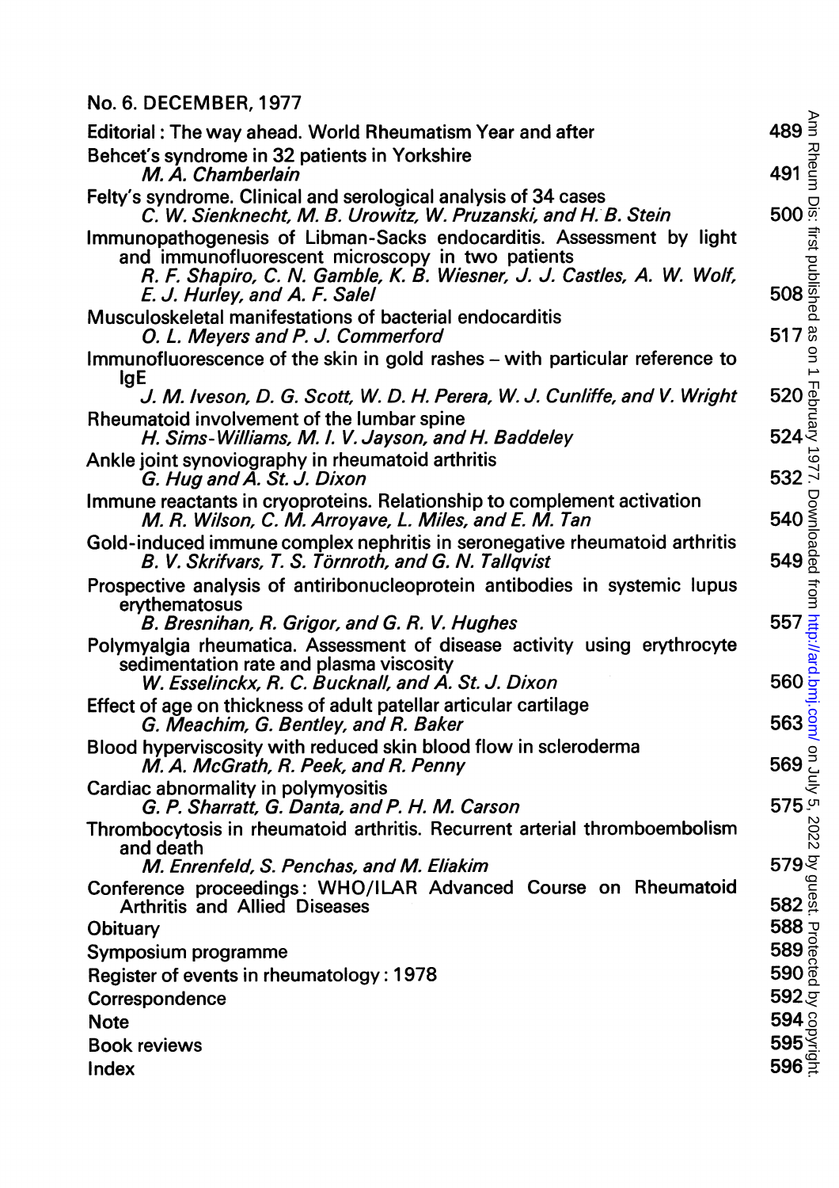No. 6. DECEMBER, 1977

Editorial: The way ahead. World Rheumatism Year and after 489

Behcet's syndrome in 32 patients in Yorkshire
*M. A. Chamberlain* 491

Felty's syndrome. Clinical and serological analysis of 34 cases
*C. W. Sienknecht, M. B. Urowitz, W. Pruzanski, and H. B. Stein* 500

Immunopathogenesis of Libman-Sacks endocarditis. Assessment by light and immunofluorescent microscopy in two patients
*R. F. Shapiro, C. N. Gamble, K. B. Wiesner, J. J. Castles, A. W. Wolf, E. J. Hurley, and A. F. Salel* 508

Musculoskeletal manifestations of bacterial endocarditis
*O. L. Meyers and P. J. Commerford* 517

Immunofluorescence of the skin in gold rashes – with particular reference to IgE
*J. M. Iveson, D. G. Scott, W. D. H. Perera, W. J. Cunliffe, and V. Wright* 520

Rheumatoid involvement of the lumbar spine
*H. Sims-Williams, M. I. V. Jayson, and H. Baddeley* 524

Ankle joint synoviography in rheumatoid arthritis
*G. Hug and A. St. J. Dixon* 532

Immune reactants in cryoproteins. Relationship to complement activation
*M. R. Wilson, C. M. Arroyave, L. Miles, and E. M. Tan* 540

Gold-induced immune complex nephritis in seronegative rheumatoid arthritis
*B. V. Skrifvars, T. S. Törnroth, and G. N. Tallqvist* 549

Prospective analysis of antiribonucleoprotein antibodies in systemic lupus erythematosus
*B. Bresnihan, R. Grigor, and G. R. V. Hughes* 557

Polymyalgia rheumatica. Assessment of disease activity using erythrocyte sedimentation rate and plasma viscosity
*W. Esselinckx, R. C. Bucknall, and A. St. J. Dixon* 560

Effect of age on thickness of adult patellar articular cartilage
*G. Meachim, G. Bentley, and R. Baker* 563

Blood hyperviscosity with reduced skin blood flow in scleroderma
*M. A. McGrath, R. Peek, and R. Penny* 569

Cardiac abnormality in polymyositis
*G. P. Sharratt, G. Danta, and P. H. M. Carson* 575

Thrombocytosis in rheumatoid arthritis. Recurrent arterial thromboembolism and death
*M. Enrenfeld, S. Penchas, and M. Eliakim* 579

Conference proceedings: WHO/ILAR Advanced Course on Rheumatoid Arthritis and Allied Diseases 582

Obituary 588

Symposium programme 589

Register of events in rheumatology: 1978 590

Correspondence 592

Note 594

Book reviews 595

Index 596